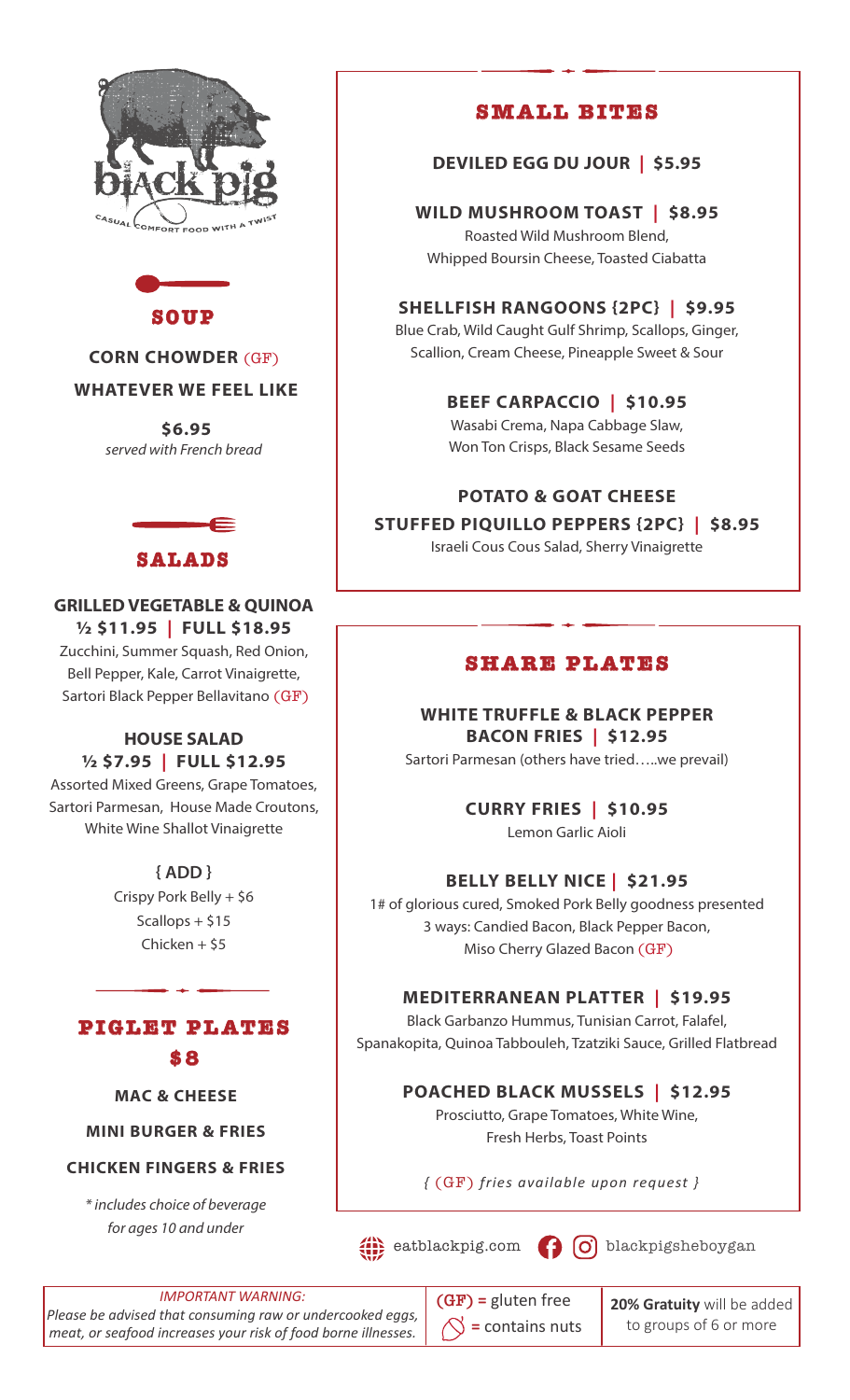black pig

CASUAL COMFORT FOOD WITH A TWIST

## SOUP

**CORN CHOWDER** (GF)

**WHATEVER WE FEEL LIKE**

**$6.95**
*served with French bread*

## SALADS

### GRILLED VEGETABLE & QUINOA
**½ $11.95 | FULL $18.95**

Zucchini, Summer Squash, Red Onion, Bell Pepper, Kale, Carrot Vinaigrette, Sartori Black Pepper Bellavitano (GF)

### HOUSE SALAD
**½ $7.95 | FULL $12.95**

Assorted Mixed Greens, Grape Tomatoes, Sartori Parmesan, House Made Croutons, White Wine Shallot Vinaigrette

**{ ADD }**

Crispy Pork Belly + $6
Scallops + $15
Chicken + $5

## PIGLET PLATES

## $8

**MAC & CHEESE**

**MINI BURGER & FRIES**

**CHICKEN FINGERS & FRIES**

*\* includes choice of beverage for ages 10 and under*

## SMALL BITES

### DEVILED EGG DU JOUR | $5.95

### WILD MUSHROOM TOAST | $8.95

Roasted Wild Mushroom Blend, Whipped Boursin Cheese, Toasted Ciabatta

### SHELLFISH RANGOONS {2PC} | $9.95

Blue Crab, Wild Caught Gulf Shrimp, Scallops, Ginger, Scallion, Cream Cheese, Pineapple Sweet & Sour

### BEEF CARPACCIO | $10.95

Wasabi Crema, Napa Cabbage Slaw, Won Ton Crisps, Black Sesame Seeds

### POTATO & GOAT CHEESE STUFFED PIQUILLO PEPPERS {2PC} | $8.95

Israeli Cous Cous Salad, Sherry Vinaigrette

## SHARE PLATES

### WHITE TRUFFLE & BLACK PEPPER BACON FRIES | $12.95

Sartori Parmesan (others have tried…..we prevail)

### CURRY FRIES | $10.95

Lemon Garlic Aioli

### BELLY BELLY NICE | $21.95

1# of glorious cured, Smoked Pork Belly goodness presented 3 ways: Candied Bacon, Black Pepper Bacon, Miso Cherry Glazed Bacon (GF)

### MEDITERRANEAN PLATTER | $19.95

Black Garbanzo Hummus, Tunisian Carrot, Falafel, Spanakopita, Quinoa Tabbouleh, Tzatziki Sauce, Grilled Flatbread

### POACHED BLACK MUSSELS | $12.95

Prosciutto, Grape Tomatoes, White Wine, Fresh Herbs, Toast Points

*{ (GF) fries available upon request }*

eatblackpig.com blackpigsheboygan

*IMPORTANT WARNING:*
*Please be advised that consuming raw or undercooked eggs, meat, or seafood increases your risk of food borne illnesses.*

(GF) = gluten free
= contains nuts

**20% Gratuity** will be added to groups of 6 or more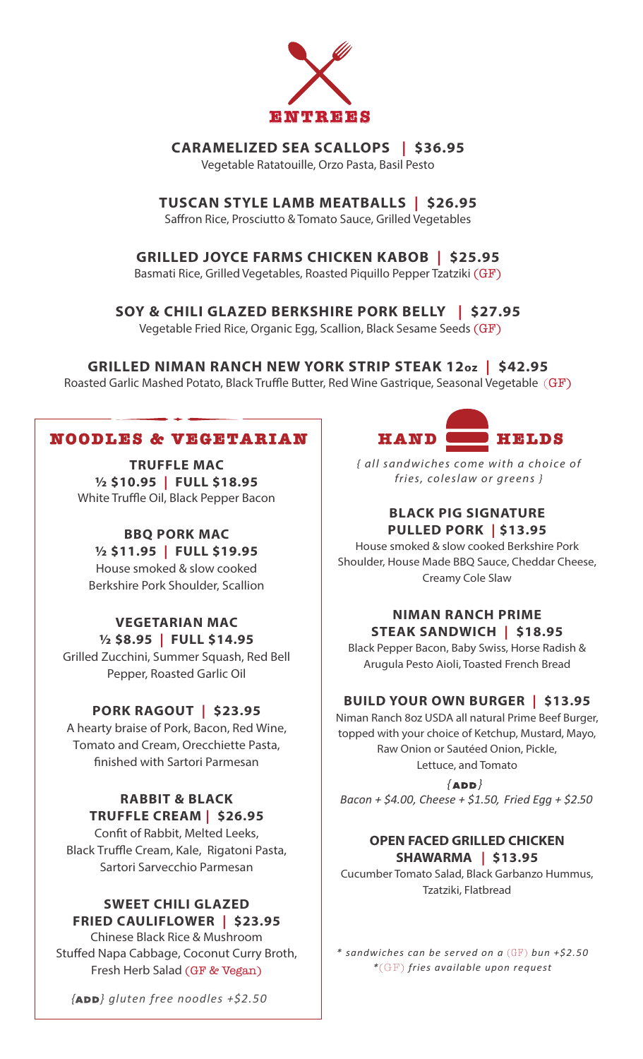# ENTREES

**CARAMELIZED SEA SCALLOPS | $36.95**
Vegetable Ratatouille, Orzo Pasta, Basil Pesto

**TUSCAN STYLE LAMB MEATBALLS | $26.95**
Saffron Rice, Prosciutto & Tomato Sauce, Grilled Vegetables

**GRILLED JOYCE FARMS CHICKEN KABOB | $25.95**
Basmati Rice, Grilled Vegetables, Roasted Piquillo Pepper Tzatziki (GF)

**SOY & CHILI GLAZED BERKSHIRE PORK BELLY | $27.95**
Vegetable Fried Rice, Organic Egg, Scallion, Black Sesame Seeds (GF)

**GRILLED NIMAN RANCH NEW YORK STRIP STEAK 12oz | $42.95**
Roasted Garlic Mashed Potato, Black Truffle Butter, Red Wine Gastrique, Seasonal Vegetable (GF)

## NOODLES & VEGETARIAN

**TRUFFLE MAC**
**½ $10.95 | FULL $18.95**
White Truffle Oil, Black Pepper Bacon

**BBQ PORK MAC**
**½ $11.95 | FULL $19.95**
House smoked & slow cooked Berkshire Pork Shoulder, Scallion

**VEGETARIAN MAC**
**½ $8.95 | FULL $14.95**
Grilled Zucchini, Summer Squash, Red Bell Pepper, Roasted Garlic Oil

**PORK RAGOUT | $23.95**
A hearty braise of Pork, Bacon, Red Wine, Tomato and Cream, Orecchiette Pasta, finished with Sartori Parmesan

**RABBIT & BLACK TRUFFLE CREAM | $26.95**
Confit of Rabbit, Melted Leeks, Black Truffle Cream, Kale, Rigatoni Pasta, Sartori Sarvecchio Parmesan

**SWEET CHILI GLAZED FRIED CAULIFLOWER | $23.95**
Chinese Black Rice & Mushroom Stuffed Napa Cabbage, Coconut Curry Broth, Fresh Herb Salad (GF & Vegan)

*{ADD} gluten free noodles +$2.50*

## HAND HELDS

*{ all sandwiches come with a choice of fries, coleslaw or greens }*

**BLACK PIG SIGNATURE PULLED PORK | $13.95**
House smoked & slow cooked Berkshire Pork Shoulder, House Made BBQ Sauce, Cheddar Cheese, Creamy Cole Slaw

**NIMAN RANCH PRIME STEAK SANDWICH | $18.95**
Black Pepper Bacon, Baby Swiss, Horse Radish & Arugula Pesto Aioli, Toasted French Bread

**BUILD YOUR OWN BURGER | $13.95**
Niman Ranch 8oz USDA all natural Prime Beef Burger, topped with your choice of Ketchup, Mustard, Mayo, Raw Onion or Sautéed Onion, Pickle, Lettuce, and Tomato

{ADD}
*Bacon + $4.00, Cheese + $1.50, Fried Egg + $2.50*

**OPEN FACED GRILLED CHICKEN SHAWARMA | $13.95**
Cucumber Tomato Salad, Black Garbanzo Hummus, Tzatziki, Flatbread

*\* sandwiches can be served on a (GF) bun +$2.50*
*\*(GF) fries available upon request*